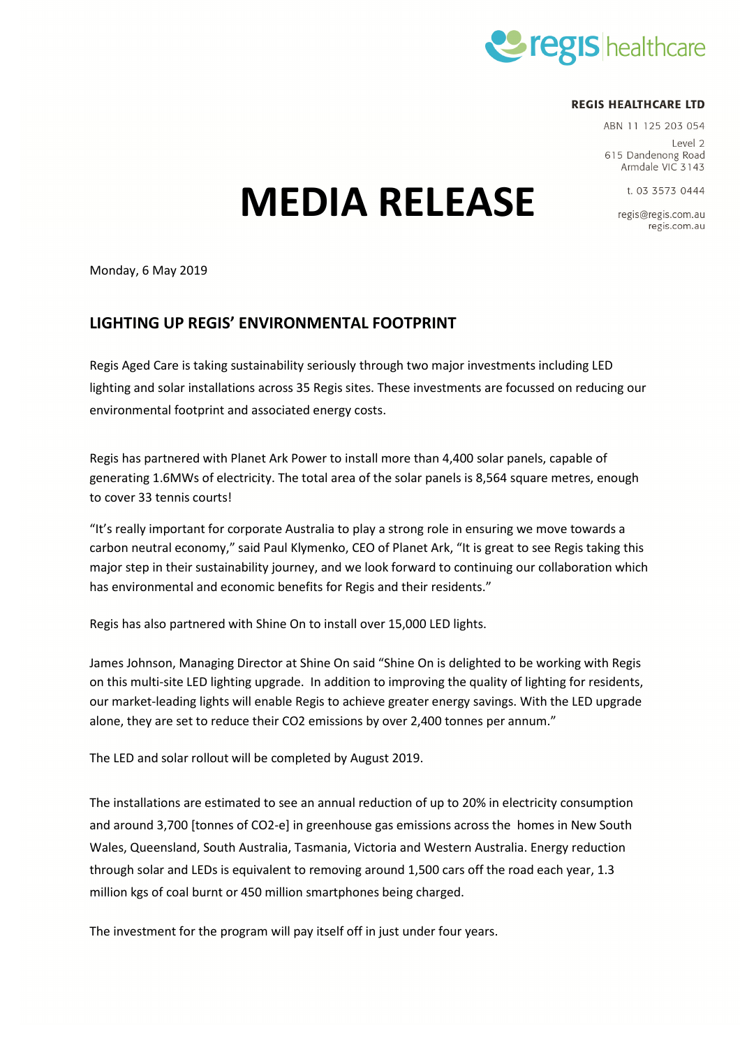**REGIS HEALTHCARE LTD**

ABN 11 125 203 054
Level 2
615 Dandenong Road
Armdale VIC 3143

t. 03 3573 0444

regis@regis.com.au
regis.com.au

# MEDIA RELEASE

Monday, 6 May 2019

## LIGHTING UP REGIS' ENVIRONMENTAL FOOTPRINT

Regis Aged Care is taking sustainability seriously through two major investments including LED lighting and solar installations across 35 Regis sites. These investments are focussed on reducing our environmental footprint and associated energy costs.

Regis has partnered with Planet Ark Power to install more than 4,400 solar panels, capable of generating 1.6MWs of electricity. The total area of the solar panels is 8,564 square metres, enough to cover 33 tennis courts!

"It's really important for corporate Australia to play a strong role in ensuring we move towards a carbon neutral economy," said Paul Klymenko, CEO of Planet Ark, "It is great to see Regis taking this major step in their sustainability journey, and we look forward to continuing our collaboration which has environmental and economic benefits for Regis and their residents."

Regis has also partnered with Shine On to install over 15,000 LED lights.

James Johnson, Managing Director at Shine On said "Shine On is delighted to be working with Regis on this multi-site LED lighting upgrade. In addition to improving the quality of lighting for residents, our market-leading lights will enable Regis to achieve greater energy savings. With the LED upgrade alone, they are set to reduce their $CO_2$ emissions by over 2,400 tonnes per annum."

The LED and solar rollout will be completed by August 2019.

The installations are estimated to see an annual reduction of up to 20% in electricity consumption and around 3,700 [tonnes of $CO_2$-e] in greenhouse gas emissions across the homes in New South Wales, Queensland, South Australia, Tasmania, Victoria and Western Australia. Energy reduction through solar and LEDs is equivalent to removing around 1,500 cars off the road each year, 1.3 million kgs of coal burnt or 450 million smartphones being charged.

The investment for the program will pay itself off in just under four years.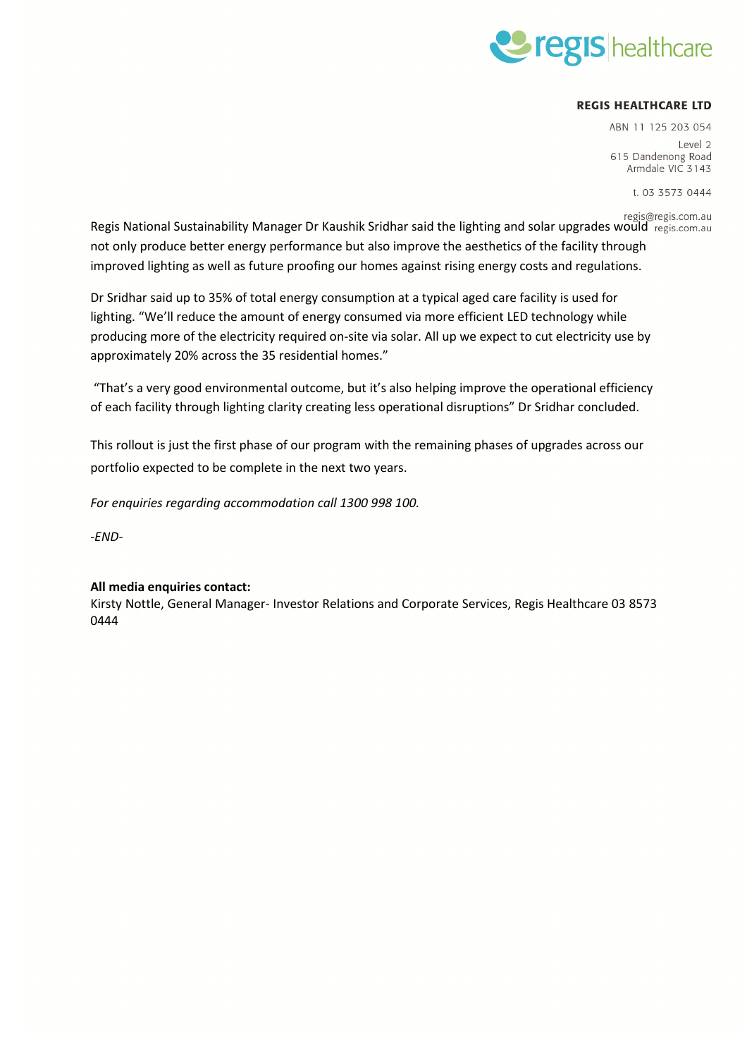**REGIS HEALTHCARE LTD**

ABN 11 125 203 054
Level 2
615 Dandenong Road
Armdale VIC 3143

t. 03 3573 0444

regis@regis.com.au
regis.com.au

Regis National Sustainability Manager Dr Kaushik Sridhar said the lighting and solar upgrades would not only produce better energy performance but also improve the aesthetics of the facility through improved lighting as well as future proofing our homes against rising energy costs and regulations.

Dr Sridhar said up to 35% of total energy consumption at a typical aged care facility is used for lighting. "We'll reduce the amount of energy consumed via more efficient LED technology while producing more of the electricity required on-site via solar. All up we expect to cut electricity use by approximately 20% across the 35 residential homes."

"That's a very good environmental outcome, but it's also helping improve the operational efficiency of each facility through lighting clarity creating less operational disruptions" Dr Sridhar concluded.

This rollout is just the first phase of our program with the remaining phases of upgrades across our portfolio expected to be complete in the next two years.

*For enquiries regarding accommodation call 1300 998 100.*

*-END-*

**All media enquiries contact:**
Kirsty Nottle, General Manager- Investor Relations and Corporate Services, Regis Healthcare 03 8573 0444